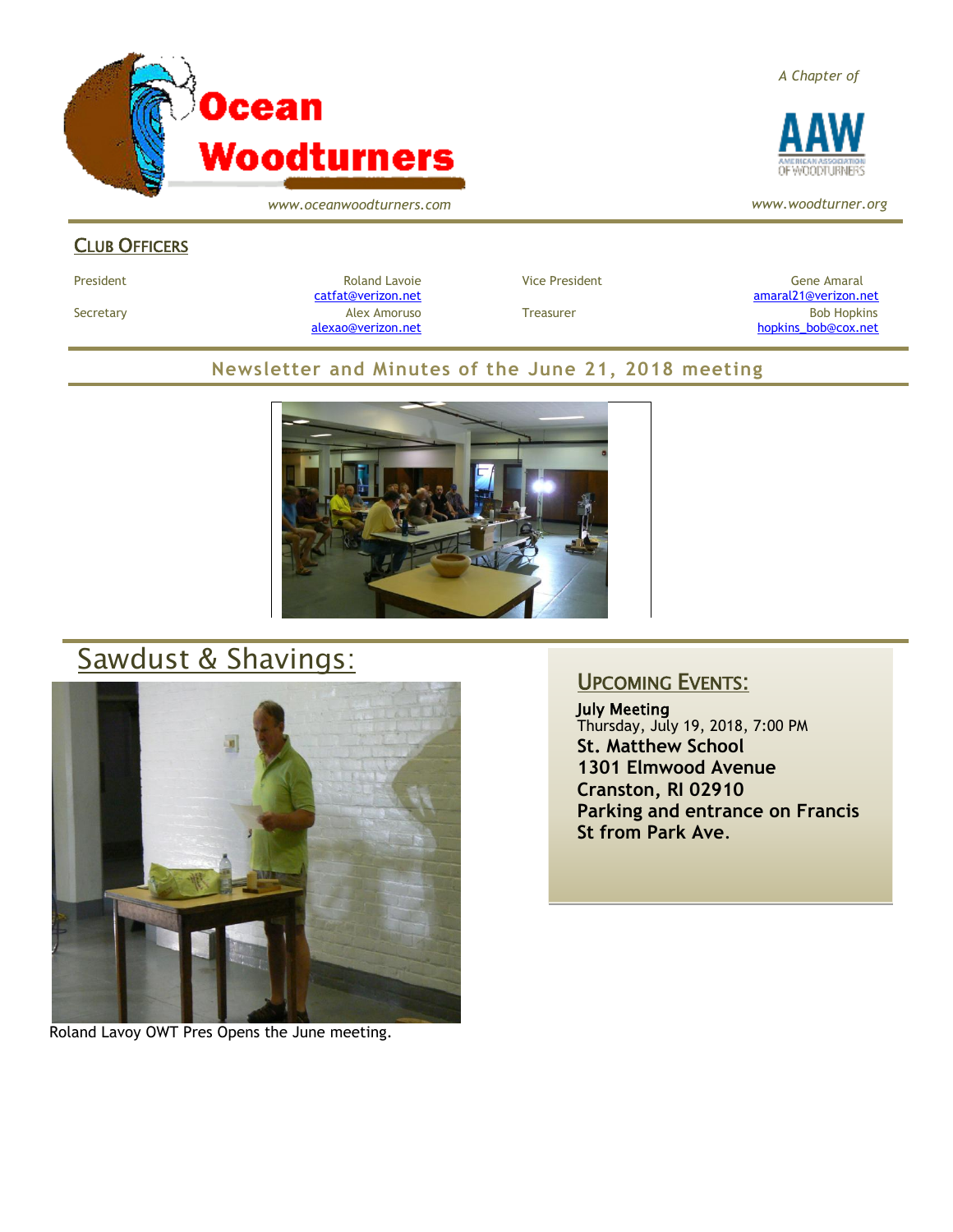# Ocean Woodturners

*www.oceanwoodturners.com*

*A Chapter of*

AAW AMERICAN ASSOCIATION OF WOODTURNERS

*www.woodturner.org*

## CLUB OFFICERS

| | | | |
|---|---|---|---|
| President | Roland Lavoie catfat@verizon.net | Vice President | Gene Amaral amaral21@verizon.net |
| Secretary | Alex Amoruso alexao@verizon.net | Treasurer | Bob Hopkins hopkins_bob@cox.net |

## Newsletter and Minutes of the June 21, 2018 meeting

# Sawdust & Shavings:

Roland Lavoy OWT Pres Opens the June meeting.

## UPCOMING EVENTS:

**July Meeting**
Thursday, July 19, 2018, 7:00 PM
**St. Matthew School**
**1301 Elmwood Avenue**
**Cranston, RI 02910**
**Parking and entrance on Francis St from Park Ave.**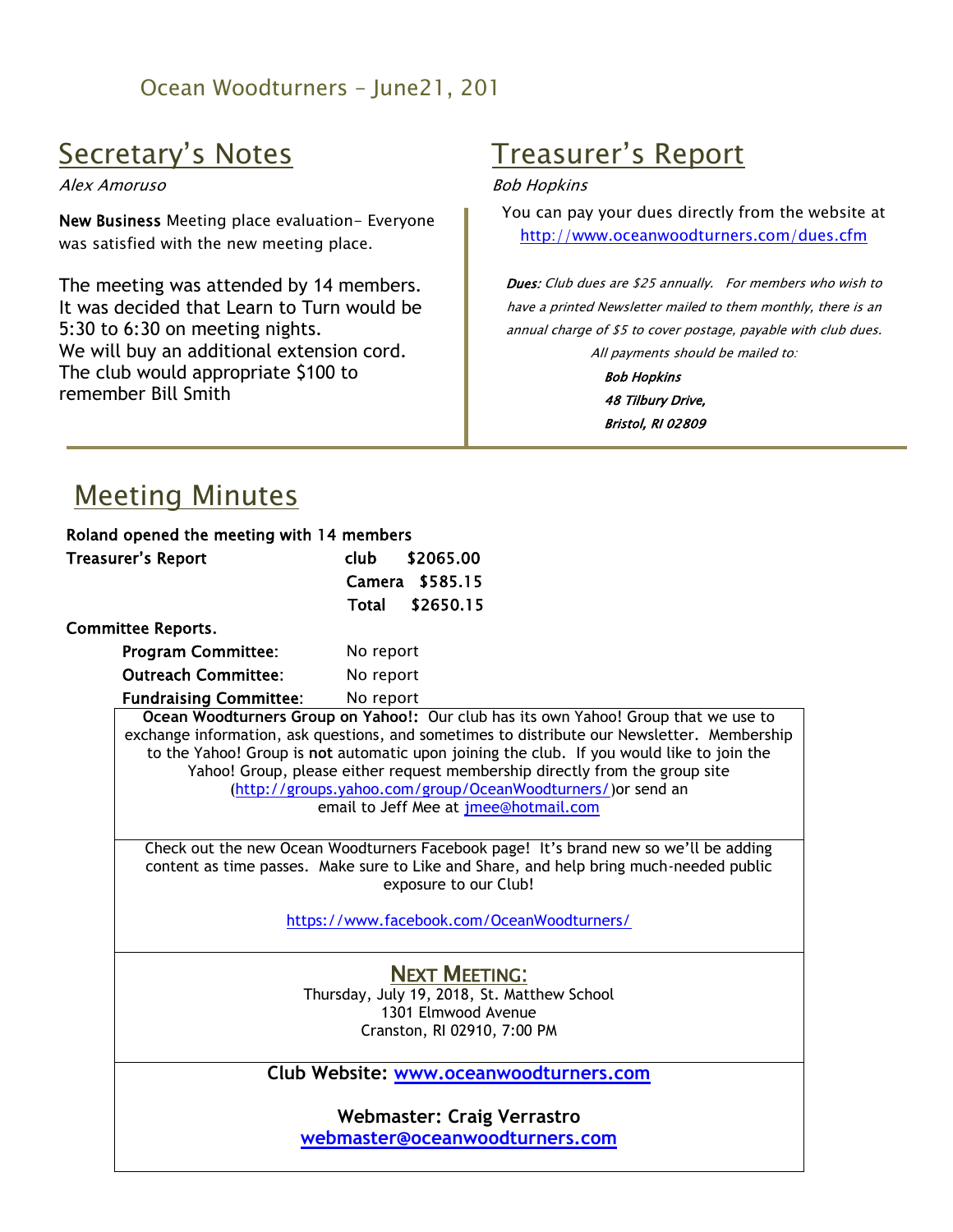Ocean Woodturners – June21, 201

## Secretary's Notes

*Alex Amoruso*

**New Business** Meeting place evaluation- Everyone was satisfied with the new meeting place.

The meeting was attended by 14 members.
It was decided that Learn to Turn would be 5:30 to 6:30 on meeting nights.
We will buy an additional extension cord.
The club would appropriate $100 to remember Bill Smith

## Treasurer's Report

*Bob Hopkins*

You can pay your dues directly from the website at http://www.oceanwoodturners.com/dues.cfm

***Dues:*** *Club dues are $25 annually. For members who wish to have a printed Newsletter mailed to them monthly, there is an annual charge of $5 to cover postage, payable with club dues.*

*All payments should be mailed to:*

***Bob Hopkins***
***48 Tilbury Drive,***
***Bristol, RI 02809***

## Meeting Minutes

**Roland opened the meeting with 14 members**

| | | |
|---|---|---|
| **Treasurer's Report** | **club** | **$2065.00** |
| | **Camera** | **$585.15** |
| | **Total** | **$2650.15** |

**Committee Reports.**

| | |
|---|---|
| **Program Committee:** | No report |
| **Outreach Committee:** | No report |
| **Fundraising Committee:** | No report |

**Ocean Woodturners Group on Yahoo!:** Our club has its own Yahoo! Group that we use to exchange information, ask questions, and sometimes to distribute our Newsletter. Membership to the Yahoo! Group is **not** automatic upon joining the club. If you would like to join the Yahoo! Group, please either request membership directly from the group site (http://groups.yahoo.com/group/OceanWoodturners/)or send an email to Jeff Mee at jmee@hotmail.com

Check out the new Ocean Woodturners Facebook page! It's brand new so we'll be adding content as time passes. Make sure to Like and Share, and help bring much-needed public exposure to our Club!

https://www.facebook.com/OceanWoodturners/

### NEXT MEETING:

Thursday, July 19, 2018, St. Matthew School
1301 Elmwood Avenue
Cranston, RI 02910, 7:00 PM

**Club Website: www.oceanwoodturners.com**

**Webmaster: Craig Verrastro**
**webmaster@oceanwoodturners.com**